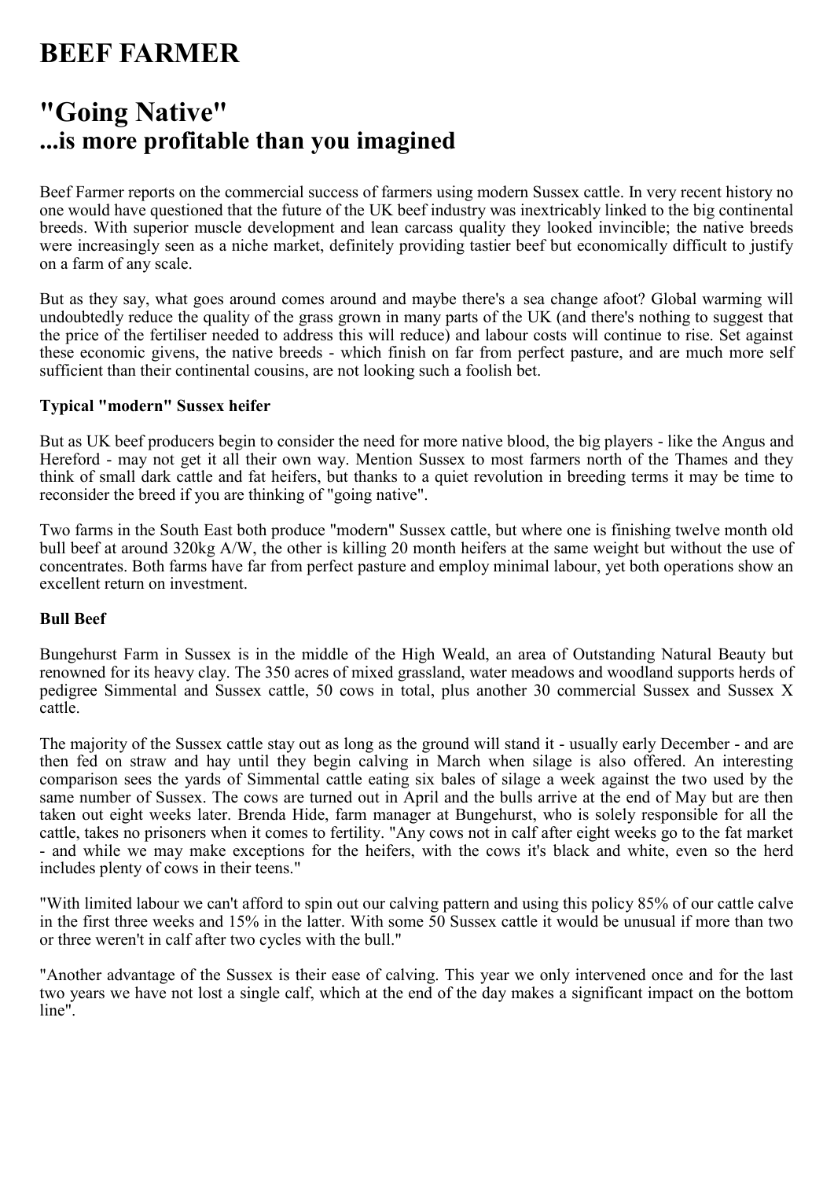# BEEF FARMER

## "Going Native" ...is more profitable than you imagined

Beef Farmer reports on the commercial success of farmers using modern Sussex cattle. In very recent history no one would have questioned that the future of the UK beef industry was inextricably linked to the big continental breeds. With superior muscle development and lean carcass quality they looked invincible; the native breeds were increasingly seen as a niche market, definitely providing tastier beef but economically difficult to justify on a farm of any scale.

But as they say, what goes around comes around and maybe there's a sea change afoot? Global warming will undoubtedly reduce the quality of the grass grown in many parts of the UK (and there's nothing to suggest that the price of the fertiliser needed to address this will reduce) and labour costs will continue to rise. Set against these economic givens, the native breeds - which finish on far from perfect pasture, and are much more self sufficient than their continental cousins, are not looking such a foolish bet.

**Typical "modern" Sussex heifer**

But as UK beef producers begin to consider the need for more native blood, the big players - like the Angus and Hereford - may not get it all their own way. Mention Sussex to most farmers north of the Thames and they think of small dark cattle and fat heifers, but thanks to a quiet revolution in breeding terms it may be time to reconsider the breed if you are thinking of "going native".

Two farms in the South East both produce "modern" Sussex cattle, but where one is finishing twelve month old bull beef at around 320kg A/W, the other is killing 20 month heifers at the same weight but without the use of concentrates. Both farms have far from perfect pasture and employ minimal labour, yet both operations show an excellent return on investment.

### Bull Beef

Bungehurst Farm in Sussex is in the middle of the High Weald, an area of Outstanding Natural Beauty but renowned for its heavy clay. The 350 acres of mixed grassland, water meadows and woodland supports herds of pedigree Simmental and Sussex cattle, 50 cows in total, plus another 30 commercial Sussex and Sussex X cattle.

The majority of the Sussex cattle stay out as long as the ground will stand it - usually early December - and are then fed on straw and hay until they begin calving in March when silage is also offered. An interesting comparison sees the yards of Simmental cattle eating six bales of silage a week against the two used by the same number of Sussex. The cows are turned out in April and the bulls arrive at the end of May but are then taken out eight weeks later. Brenda Hide, farm manager at Bungehurst, who is solely responsible for all the cattle, takes no prisoners when it comes to fertility. "Any cows not in calf after eight weeks go to the fat market - and while we may make exceptions for the heifers, with the cows it's black and white, even so the herd includes plenty of cows in their teens."

"With limited labour we can't afford to spin out our calving pattern and using this policy 85% of our cattle calve in the first three weeks and 15% in the latter. With some 50 Sussex cattle it would be unusual if more than two or three weren't in calf after two cycles with the bull."

"Another advantage of the Sussex is their ease of calving. This year we only intervened once and for the last two years we have not lost a single calf, which at the end of the day makes a significant impact on the bottom line".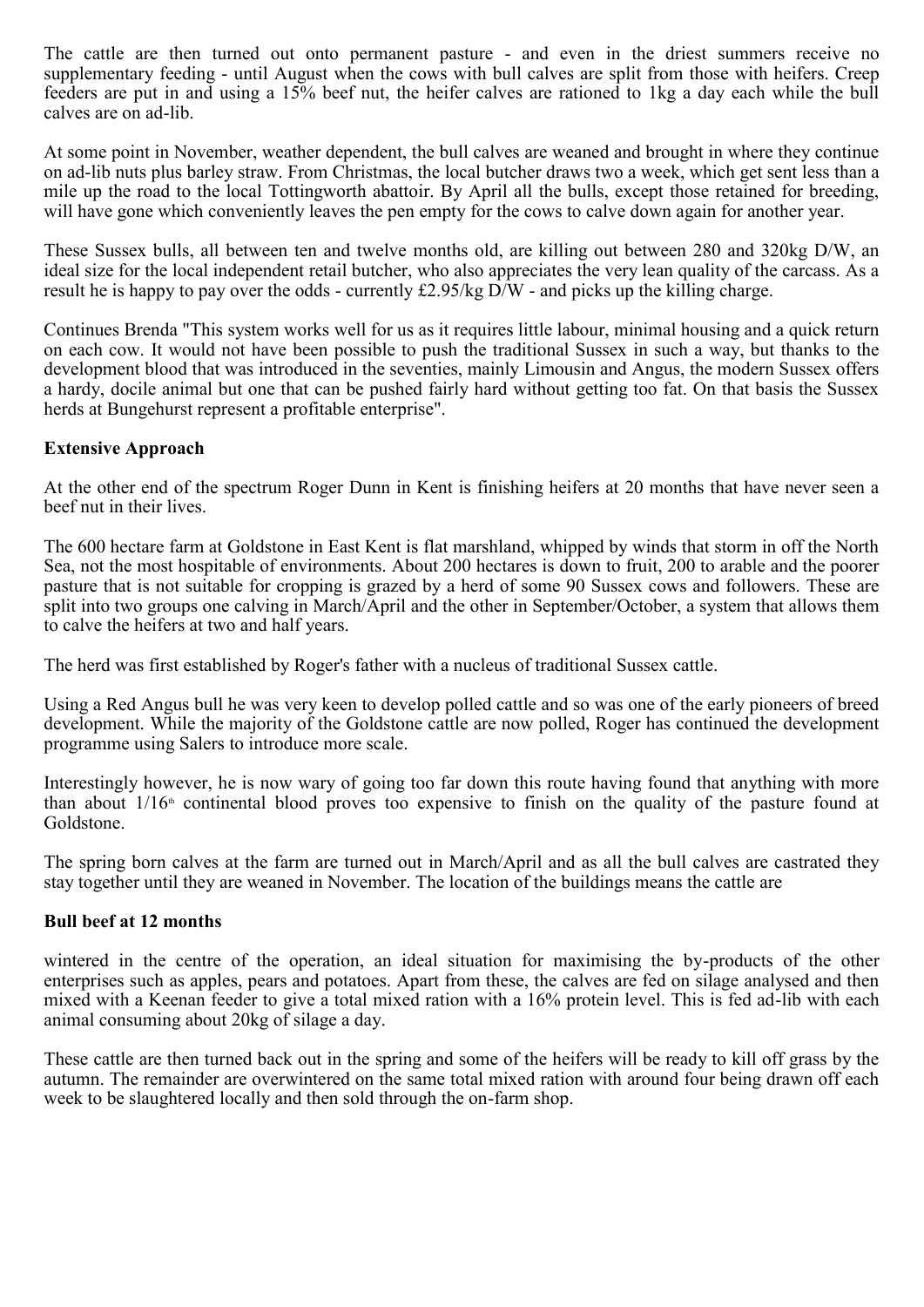The cattle are then turned out onto permanent pasture - and even in the driest summers receive no supplementary feeding - until August when the cows with bull calves are split from those with heifers. Creep feeders are put in and using a 15% beef nut, the heifer calves are rationed to 1kg a day each while the bull calves are on ad-lib.

At some point in November, weather dependent, the bull calves are weaned and brought in where they continue on ad-lib nuts plus barley straw. From Christmas, the local butcher draws two a week, which get sent less than a mile up the road to the local Tottingworth abattoir. By April all the bulls, except those retained for breeding, will have gone which conveniently leaves the pen empty for the cows to calve down again for another year.

These Sussex bulls, all between ten and twelve months old, are killing out between 280 and 320kg D/W, an ideal size for the local independent retail butcher, who also appreciates the very lean quality of the carcass. As a result he is happy to pay over the odds - currently £2.95/kg D/W - and picks up the killing charge.

Continues Brenda "This system works well for us as it requires little labour, minimal housing and a quick return on each cow. It would not have been possible to push the traditional Sussex in such a way, but thanks to the development blood that was introduced in the seventies, mainly Limousin and Angus, the modern Sussex offers a hardy, docile animal but one that can be pushed fairly hard without getting too fat. On that basis the Sussex herds at Bungehurst represent a profitable enterprise".

**Extensive Approach**

At the other end of the spectrum Roger Dunn in Kent is finishing heifers at 20 months that have never seen a beef nut in their lives.

The 600 hectare farm at Goldstone in East Kent is flat marshland, whipped by winds that storm in off the North Sea, not the most hospitable of environments. About 200 hectares is down to fruit, 200 to arable and the poorer pasture that is not suitable for cropping is grazed by a herd of some 90 Sussex cows and followers. These are split into two groups one calving in March/April and the other in September/October, a system that allows them to calve the heifers at two and half years.

The herd was first established by Roger's father with a nucleus of traditional Sussex cattle.

Using a Red Angus bull he was very keen to develop polled cattle and so was one of the early pioneers of breed development. While the majority of the Goldstone cattle are now polled, Roger has continued the development programme using Salers to introduce more scale.

Interestingly however, he is now wary of going too far down this route having found that anything with more than about 1/16th continental blood proves too expensive to finish on the quality of the pasture found at Goldstone.

The spring born calves at the farm are turned out in March/April and as all the bull calves are castrated they stay together until they are weaned in November. The location of the buildings means the cattle are wintered in the centre of the operation, an ideal situation for maximising the by-products of the other enterprises such as apples, pears and potatoes. Apart from these, the calves are fed on silage analysed and then mixed with a Keenan feeder to give a total mixed ration with a 16% protein level. This is fed ad-lib with each animal consuming about 20kg of silage a day.

**Bull beef at 12 months**

These cattle are then turned back out in the spring and some of the heifers will be ready to kill off grass by the autumn. The remainder are overwintered on the same total mixed ration with around four being drawn off each week to be slaughtered locally and then sold through the on-farm shop.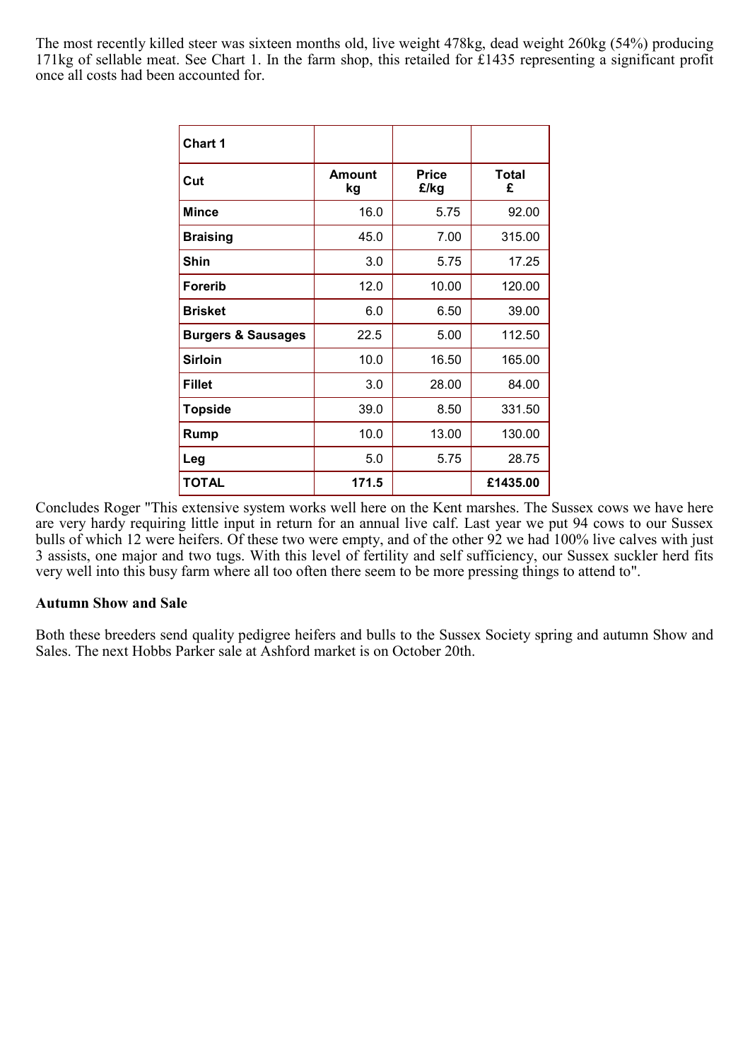The most recently killed steer was sixteen months old, live weight 478kg, dead weight 260kg (54%) producing 171kg of sellable meat. See Chart 1. In the farm shop, this retailed for £1435 representing a significant profit once all costs had been accounted for.

| **Chart 1** | | | |
|---|---|---|---|
| **Cut** | **Amount kg** | **Price £/kg** | **Total £** |
| **Mince** | 16.0 | 5.75 | 92.00 |
| **Braising** | 45.0 | 7.00 | 315.00 |
| **Shin** | 3.0 | 5.75 | 17.25 |
| **Forerib** | 12.0 | 10.00 | 120.00 |
| **Brisket** | 6.0 | 6.50 | 39.00 |
| **Burgers & Sausages** | 22.5 | 5.00 | 112.50 |
| **Sirloin** | 10.0 | 16.50 | 165.00 |
| **Fillet** | 3.0 | 28.00 | 84.00 |
| **Topside** | 39.0 | 8.50 | 331.50 |
| **Rump** | 10.0 | 13.00 | 130.00 |
| **Leg** | 5.0 | 5.75 | 28.75 |
| **TOTAL** | **171.5** | | **£1435.00** |

Concludes Roger "This extensive system works well here on the Kent marshes. The Sussex cows we have here are very hardy requiring little input in return for an annual live calf. Last year we put 94 cows to our Sussex bulls of which 12 were heifers. Of these two were empty, and of the other 92 we had 100% live calves with just 3 assists, one major and two tugs. With this level of fertility and self sufficiency, our Sussex suckler herd fits very well into this busy farm where all too often there seem to be more pressing things to attend to".

**Autumn Show and Sale**

Both these breeders send quality pedigree heifers and bulls to the Sussex Society spring and autumn Show and Sales. The next Hobbs Parker sale at Ashford market is on October 20th.